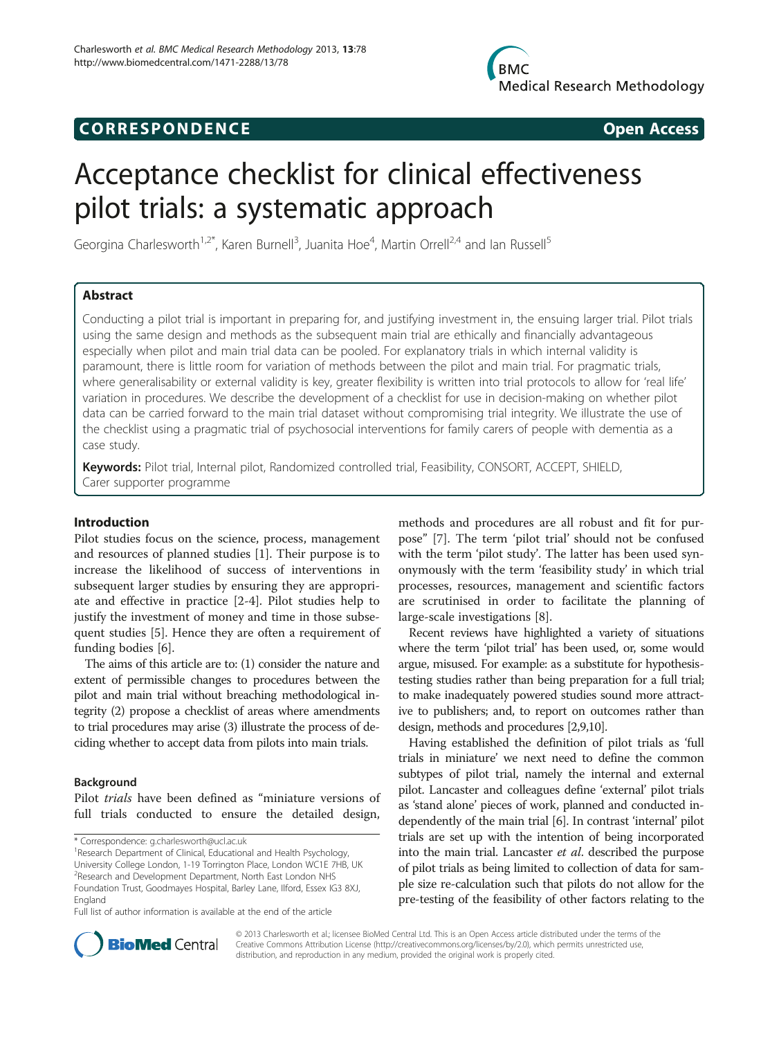CORRESPONDENCE Open Access

# Acceptance checklist for clinical effectiveness pilot trials: a systematic approach

Georgina Charlesworth[1,2*], Karen Burnell[3], Juanita Hoe[4], Martin Orrell[2,4] and Ian Russell[5]

## Abstract

Conducting a pilot trial is important in preparing for, and justifying investment in, the ensuing larger trial. Pilot trials using the same design and methods as the subsequent main trial are ethically and financially advantageous especially when pilot and main trial data can be pooled. For explanatory trials in which internal validity is paramount, there is little room for variation of methods between the pilot and main trial. For pragmatic trials, where generalisability or external validity is key, greater flexibility is written into trial protocols to allow for 'real life' variation in procedures. We describe the development of a checklist for use in decision-making on whether pilot data can be carried forward to the main trial dataset without compromising trial integrity. We illustrate the use of the checklist using a pragmatic trial of psychosocial interventions for family carers of people with dementia as a case study.

**Keywords:** Pilot trial, Internal pilot, Randomized controlled trial, Feasibility, CONSORT, ACCEPT, SHIELD, Carer supporter programme

## Introduction

Pilot studies focus on the science, process, management and resources of planned studies [1]. Their purpose is to increase the likelihood of success of interventions in subsequent larger studies by ensuring they are appropriate and effective in practice [2-4]. Pilot studies help to justify the investment of money and time in those subsequent studies [5]. Hence they are often a requirement of funding bodies [6].

The aims of this article are to: (1) consider the nature and extent of permissible changes to procedures between the pilot and main trial without breaching methodological integrity (2) propose a checklist of areas where amendments to trial procedures may arise (3) illustrate the process of deciding whether to accept data from pilots into main trials.

### Background

Pilot *trials* have been defined as "miniature versions of full trials conducted to ensure the detailed design, methods and procedures are all robust and fit for purpose" [7]. The term 'pilot trial' should not be confused with the term 'pilot study'. The latter has been used synonymously with the term 'feasibility study' in which trial processes, resources, management and scientific factors are scrutinised in order to facilitate the planning of large-scale investigations [8].

Recent reviews have highlighted a variety of situations where the term 'pilot trial' has been used, or, some would argue, misused. For example: as a substitute for hypothesis-testing studies rather than being preparation for a full trial; to make inadequately powered studies sound more attractive to publishers; and, to report on outcomes rather than design, methods and procedures [2,9,10].

Having established the definition of pilot trials as 'full trials in miniature' we next need to define the common subtypes of pilot trial, namely the internal and external pilot. Lancaster and colleagues define 'external' pilot trials as 'stand alone' pieces of work, planned and conducted independently of the main trial [6]. In contrast 'internal' pilot trials are set up with the intention of being incorporated into the main trial. Lancaster *et al*. described the purpose of pilot trials as being limited to collection of data for sample size re-calculation such that pilots do not allow for the pre-testing of the feasibility of other factors relating to the

\* Correspondence: g.charlesworth@ucl.ac.uk
[1]Research Department of Clinical, Educational and Health Psychology, University College London, 1-19 Torrington Place, London WC1E 7HB, UK
[2]Research and Development Department, North East London NHS Foundation Trust, Goodmayes Hospital, Barley Lane, Ilford, Essex IG3 8XJ, England
Full list of author information is available at the end of the article

© 2013 Charlesworth et al.; licensee BioMed Central Ltd. This is an Open Access article distributed under the terms of the Creative Commons Attribution License (http://creativecommons.org/licenses/by/2.0), which permits unrestricted use, distribution, and reproduction in any medium, provided the original work is properly cited.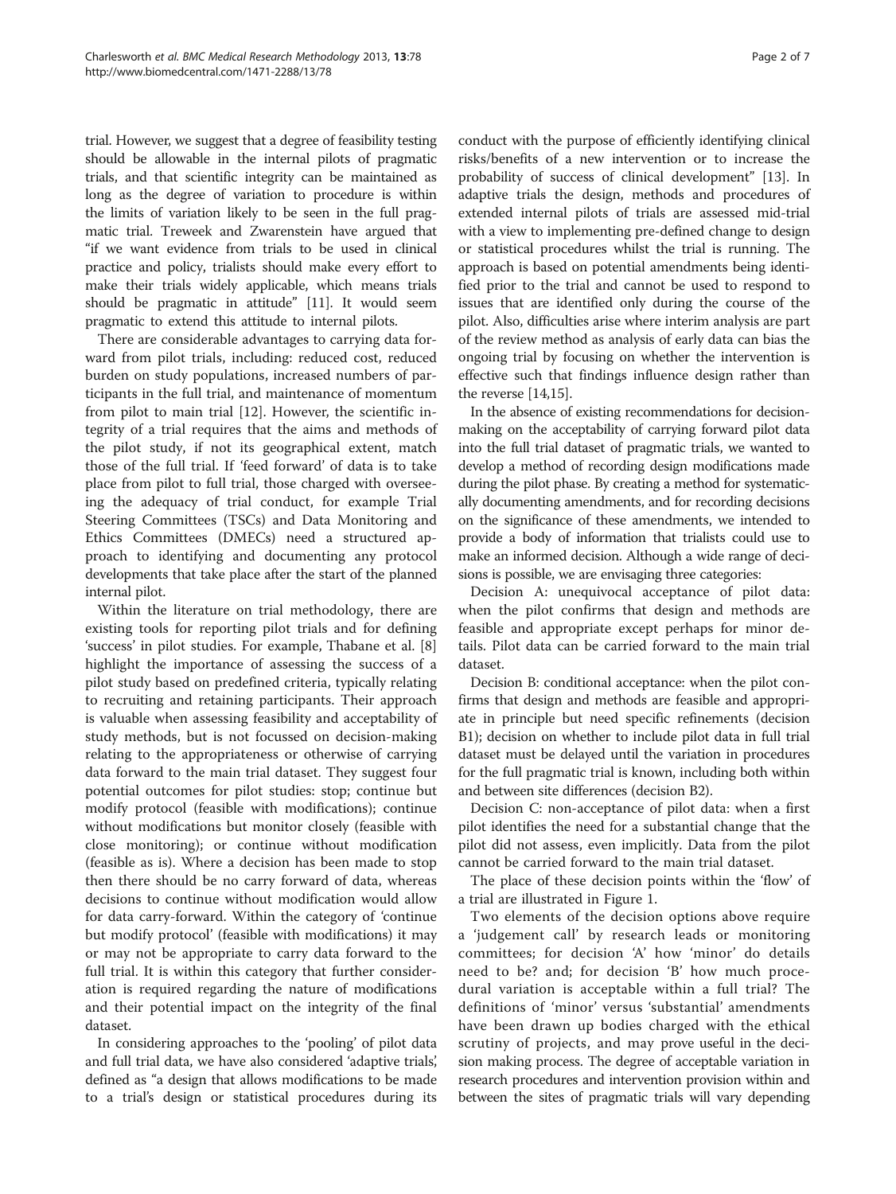trial. However, we suggest that a degree of feasibility testing should be allowable in the internal pilots of pragmatic trials, and that scientific integrity can be maintained as long as the degree of variation to procedure is within the limits of variation likely to be seen in the full pragmatic trial. Treweek and Zwarenstein have argued that "if we want evidence from trials to be used in clinical practice and policy, trialists should make every effort to make their trials widely applicable, which means trials should be pragmatic in attitude" [11]. It would seem pragmatic to extend this attitude to internal pilots.

There are considerable advantages to carrying data forward from pilot trials, including: reduced cost, reduced burden on study populations, increased numbers of participants in the full trial, and maintenance of momentum from pilot to main trial [12]. However, the scientific integrity of a trial requires that the aims and methods of the pilot study, if not its geographical extent, match those of the full trial. If 'feed forward' of data is to take place from pilot to full trial, those charged with overseeing the adequacy of trial conduct, for example Trial Steering Committees (TSCs) and Data Monitoring and Ethics Committees (DMECs) need a structured approach to identifying and documenting any protocol developments that take place after the start of the planned internal pilot.

Within the literature on trial methodology, there are existing tools for reporting pilot trials and for defining 'success' in pilot studies. For example, Thabane et al. [8] highlight the importance of assessing the success of a pilot study based on predefined criteria, typically relating to recruiting and retaining participants. Their approach is valuable when assessing feasibility and acceptability of study methods, but is not focussed on decision-making relating to the appropriateness or otherwise of carrying data forward to the main trial dataset. They suggest four potential outcomes for pilot studies: stop; continue but modify protocol (feasible with modifications); continue without modifications but monitor closely (feasible with close monitoring); or continue without modification (feasible as is). Where a decision has been made to stop then there should be no carry forward of data, whereas decisions to continue without modification would allow for data carry-forward. Within the category of 'continue but modify protocol' (feasible with modifications) it may or may not be appropriate to carry data forward to the full trial. It is within this category that further consideration is required regarding the nature of modifications and their potential impact on the integrity of the final dataset.

In considering approaches to the 'pooling' of pilot data and full trial data, we have also considered 'adaptive trials', defined as "a design that allows modifications to be made to a trial's design or statistical procedures during its conduct with the purpose of efficiently identifying clinical risks/benefits of a new intervention or to increase the probability of success of clinical development" [13]. In adaptive trials the design, methods and procedures of extended internal pilots of trials are assessed mid-trial with a view to implementing pre-defined change to design or statistical procedures whilst the trial is running. The approach is based on potential amendments being identified prior to the trial and cannot be used to respond to issues that are identified only during the course of the pilot. Also, difficulties arise where interim analysis are part of the review method as analysis of early data can bias the ongoing trial by focusing on whether the intervention is effective such that findings influence design rather than the reverse [14,15].

In the absence of existing recommendations for decision-making on the acceptability of carrying forward pilot data into the full trial dataset of pragmatic trials, we wanted to develop a method of recording design modifications made during the pilot phase. By creating a method for systematically documenting amendments, and for recording decisions on the significance of these amendments, we intended to provide a body of information that trialists could use to make an informed decision. Although a wide range of decisions is possible, we are envisaging three categories:

Decision A: unequivocal acceptance of pilot data: when the pilot confirms that design and methods are feasible and appropriate except perhaps for minor details. Pilot data can be carried forward to the main trial dataset.

Decision B: conditional acceptance: when the pilot confirms that design and methods are feasible and appropriate in principle but need specific refinements (decision B1); decision on whether to include pilot data in full trial dataset must be delayed until the variation in procedures for the full pragmatic trial is known, including both within and between site differences (decision B2).

Decision C: non-acceptance of pilot data: when a first pilot identifies the need for a substantial change that the pilot did not assess, even implicitly. Data from the pilot cannot be carried forward to the main trial dataset.

The place of these decision points within the 'flow' of a trial are illustrated in Figure 1.

Two elements of the decision options above require a 'judgement call' by research leads or monitoring committees; for decision 'A' how 'minor' do details need to be? and; for decision 'B' how much procedural variation is acceptable within a full trial? The definitions of 'minor' versus 'substantial' amendments have been drawn up bodies charged with the ethical scrutiny of projects, and may prove useful in the decision making process. The degree of acceptable variation in research procedures and intervention provision within and between the sites of pragmatic trials will vary depending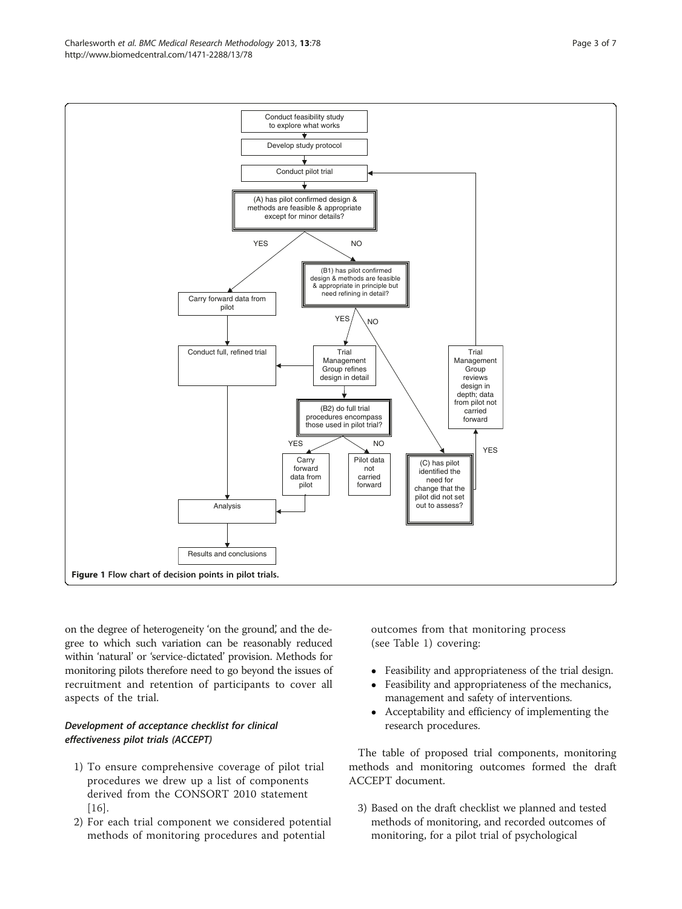**Figure 1 Flow chart of decision points in pilot trials.**

on the degree of heterogeneity 'on the ground', and the degree to which such variation can be reasonably reduced within 'natural' or 'service-dictated' provision. Methods for monitoring pilots therefore need to go beyond the issues of recruitment and retention of participants to cover all aspects of the trial.

### *Development of acceptance checklist for clinical effectiveness pilot trials (ACCEPT)*

1) To ensure comprehensive coverage of pilot trial procedures we drew up a list of components derived from the CONSORT 2010 statement [16].
2) For each trial component we considered potential methods of monitoring procedures and potential outcomes from that monitoring process (see Table 1) covering:

- Feasibility and appropriateness of the trial design.
- Feasibility and appropriateness of the mechanics, management and safety of interventions.
- Acceptability and efficiency of implementing the research procedures.

The table of proposed trial components, monitoring methods and monitoring outcomes formed the draft ACCEPT document.

3) Based on the draft checklist we planned and tested methods of monitoring, and recorded outcomes of monitoring, for a pilot trial of psychological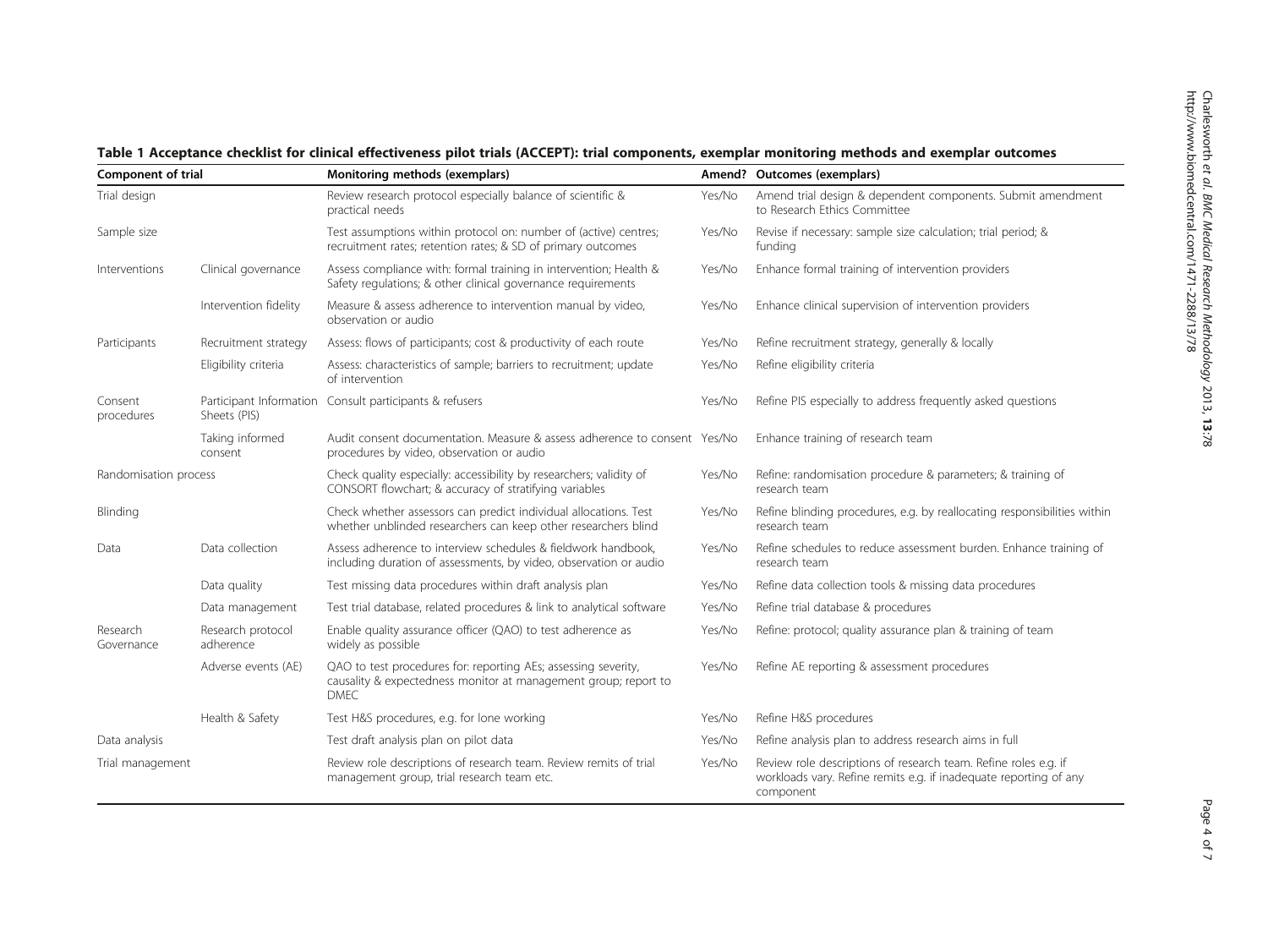**Table 1 Acceptance checklist for clinical effectiveness pilot trials (ACCEPT): trial components, exemplar monitoring methods and exemplar outcomes**

| Component of trial | | Monitoring methods (exemplars) | Amend? | Outcomes (exemplars) |
|---|---|---|---|---|
| Trial design | | Review research protocol especially balance of scientific & practical needs | Yes/No | Amend trial design & dependent components. Submit amendment to Research Ethics Committee |
| Sample size | | Test assumptions within protocol on: number of (active) centres; recruitment rates; retention rates; & SD of primary outcomes | Yes/No | Revise if necessary: sample size calculation; trial period; & funding |
| Interventions | Clinical governance | Assess compliance with: formal training in intervention; Health & Safety regulations; & other clinical governance requirements | Yes/No | Enhance formal training of intervention providers |
| | Intervention fidelity | Measure & assess adherence to intervention manual by video, observation or audio | Yes/No | Enhance clinical supervision of intervention providers |
| Participants | Recruitment strategy | Assess: flows of participants; cost & productivity of each route | Yes/No | Refine recruitment strategy, generally & locally |
| | Eligibility criteria | Assess: characteristics of sample; barriers to recruitment; update of intervention | Yes/No | Refine eligibility criteria |
| Consent procedures | Participant Information Sheets (PIS) | Consult participants & refusers | Yes/No | Refine PIS especially to address frequently asked questions |
| | Taking informed consent | Audit consent documentation. Measure & assess adherence to consent procedures by video, observation or audio | Yes/No | Enhance training of research team |
| Randomisation process | | Check quality especially: accessibility by researchers; validity of CONSORT flowchart; & accuracy of stratifying variables | Yes/No | Refine: randomisation procedure & parameters; & training of research team |
| Blinding | | Check whether assessors can predict individual allocations. Test whether unblinded researchers can keep other researchers blind | Yes/No | Refine blinding procedures, e.g. by reallocating responsibilities within research team |
| Data | Data collection | Assess adherence to interview schedules & fieldwork handbook, including duration of assessments, by video, observation or audio | Yes/No | Refine schedules to reduce assessment burden. Enhance training of research team |
| | Data quality | Test missing data procedures within draft analysis plan | Yes/No | Refine data collection tools & missing data procedures |
| | Data management | Test trial database, related procedures & link to analytical software | Yes/No | Refine trial database & procedures |
| Research Governance | Research protocol adherence | Enable quality assurance officer (QAO) to test adherence as widely as possible | Yes/No | Refine: protocol; quality assurance plan & training of team |
| | Adverse events (AE) | QAO to test procedures for: reporting AEs; assessing severity, causality & expectedness monitor at management group; report to DMEC | Yes/No | Refine AE reporting & assessment procedures |
| | Health & Safety | Test H&S procedures, e.g. for lone working | Yes/No | Refine H&S procedures |
| Data analysis | | Test draft analysis plan on pilot data | Yes/No | Refine analysis plan to address research aims in full |
| Trial management | | Review role descriptions of research team. Review remits of trial management group, trial research team etc. | Yes/No | Review role descriptions of research team. Refine roles e.g. if workloads vary. Refine remits e.g. if inadequate reporting of any component |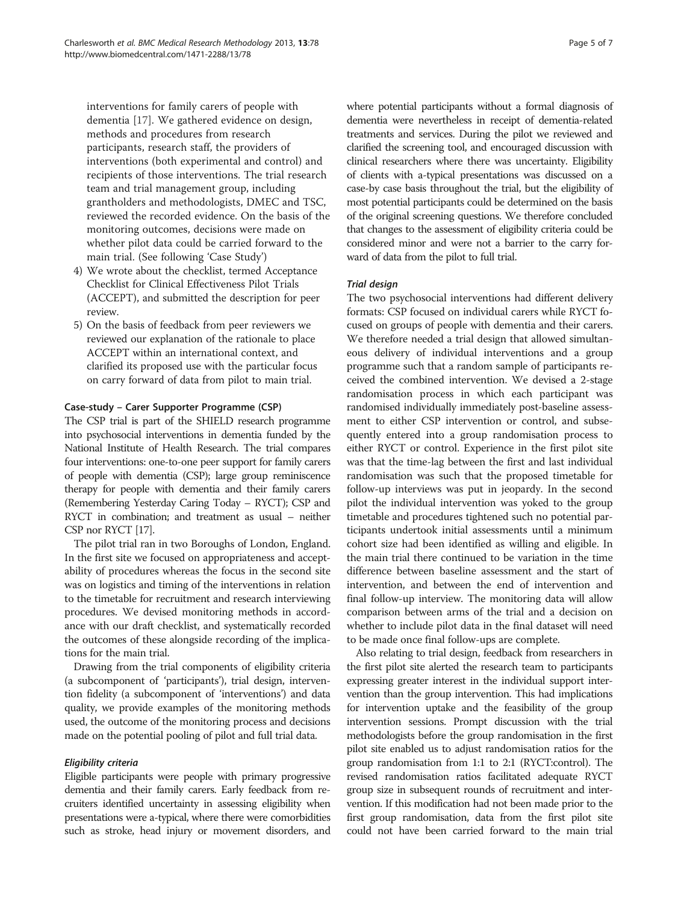interventions for family carers of people with dementia [17]. We gathered evidence on design, methods and procedures from research participants, research staff, the providers of interventions (both experimental and control) and recipients of those interventions. The trial research team and trial management group, including grantholders and methodologists, DMEC and TSC, reviewed the recorded evidence. On the basis of the monitoring outcomes, decisions were made on whether pilot data could be carried forward to the main trial. (See following 'Case Study')

4) We wrote about the checklist, termed Acceptance Checklist for Clinical Effectiveness Pilot Trials (ACCEPT), and submitted the description for peer review.
5) On the basis of feedback from peer reviewers we reviewed our explanation of the rationale to place ACCEPT within an international context, and clarified its proposed use with the particular focus on carry forward of data from pilot to main trial.

### Case-study – Carer Supporter Programme (CSP)

The CSP trial is part of the SHIELD research programme into psychosocial interventions in dementia funded by the National Institute of Health Research. The trial compares four interventions: one-to-one peer support for family carers of people with dementia (CSP); large group reminiscence therapy for people with dementia and their family carers (Remembering Yesterday Caring Today – RYCT); CSP and RYCT in combination; and treatment as usual – neither CSP nor RYCT [17].

The pilot trial ran in two Boroughs of London, England. In the first site we focused on appropriateness and acceptability of procedures whereas the focus in the second site was on logistics and timing of the interventions in relation to the timetable for recruitment and research interviewing procedures. We devised monitoring methods in accordance with our draft checklist, and systematically recorded the outcomes of these alongside recording of the implications for the main trial.

Drawing from the trial components of eligibility criteria (a subcomponent of 'participants'), trial design, intervention fidelity (a subcomponent of 'interventions') and data quality, we provide examples of the monitoring methods used, the outcome of the monitoring process and decisions made on the potential pooling of pilot and full trial data.

#### *Eligibility criteria*

Eligible participants were people with primary progressive dementia and their family carers. Early feedback from recruiters identified uncertainty in assessing eligibility when presentations were a-typical, where there were comorbidities such as stroke, head injury or movement disorders, and where potential participants without a formal diagnosis of dementia were nevertheless in receipt of dementia-related treatments and services. During the pilot we reviewed and clarified the screening tool, and encouraged discussion with clinical researchers where there was uncertainty. Eligibility of clients with a-typical presentations was discussed on a case-by case basis throughout the trial, but the eligibility of most potential participants could be determined on the basis of the original screening questions. We therefore concluded that changes to the assessment of eligibility criteria could be considered minor and were not a barrier to the carry forward of data from the pilot to full trial.

#### *Trial design*

The two psychosocial interventions had different delivery formats: CSP focused on individual carers while RYCT focused on groups of people with dementia and their carers. We therefore needed a trial design that allowed simultaneous delivery of individual interventions and a group programme such that a random sample of participants received the combined intervention. We devised a 2-stage randomisation process in which each participant was randomised individually immediately post-baseline assessment to either CSP intervention or control, and subsequently entered into a group randomisation process to either RYCT or control. Experience in the first pilot site was that the time-lag between the first and last individual randomisation was such that the proposed timetable for follow-up interviews was put in jeopardy. In the second pilot the individual intervention was yoked to the group timetable and procedures tightened such no potential participants undertook initial assessments until a minimum cohort size had been identified as willing and eligible. In the main trial there continued to be variation in the time difference between baseline assessment and the start of intervention, and between the end of intervention and final follow-up interview. The monitoring data will allow comparison between arms of the trial and a decision on whether to include pilot data in the final dataset will need to be made once final follow-ups are complete.

Also relating to trial design, feedback from researchers in the first pilot site alerted the research team to participants expressing greater interest in the individual support intervention than the group intervention. This had implications for intervention uptake and the feasibility of the group intervention sessions. Prompt discussion with the trial methodologists before the group randomisation in the first pilot site enabled us to adjust randomisation ratios for the group randomisation from 1:1 to 2:1 (RYCT:control). The revised randomisation ratios facilitated adequate RYCT group size in subsequent rounds of recruitment and intervention. If this modification had not been made prior to the first group randomisation, data from the first pilot site could not have been carried forward to the main trial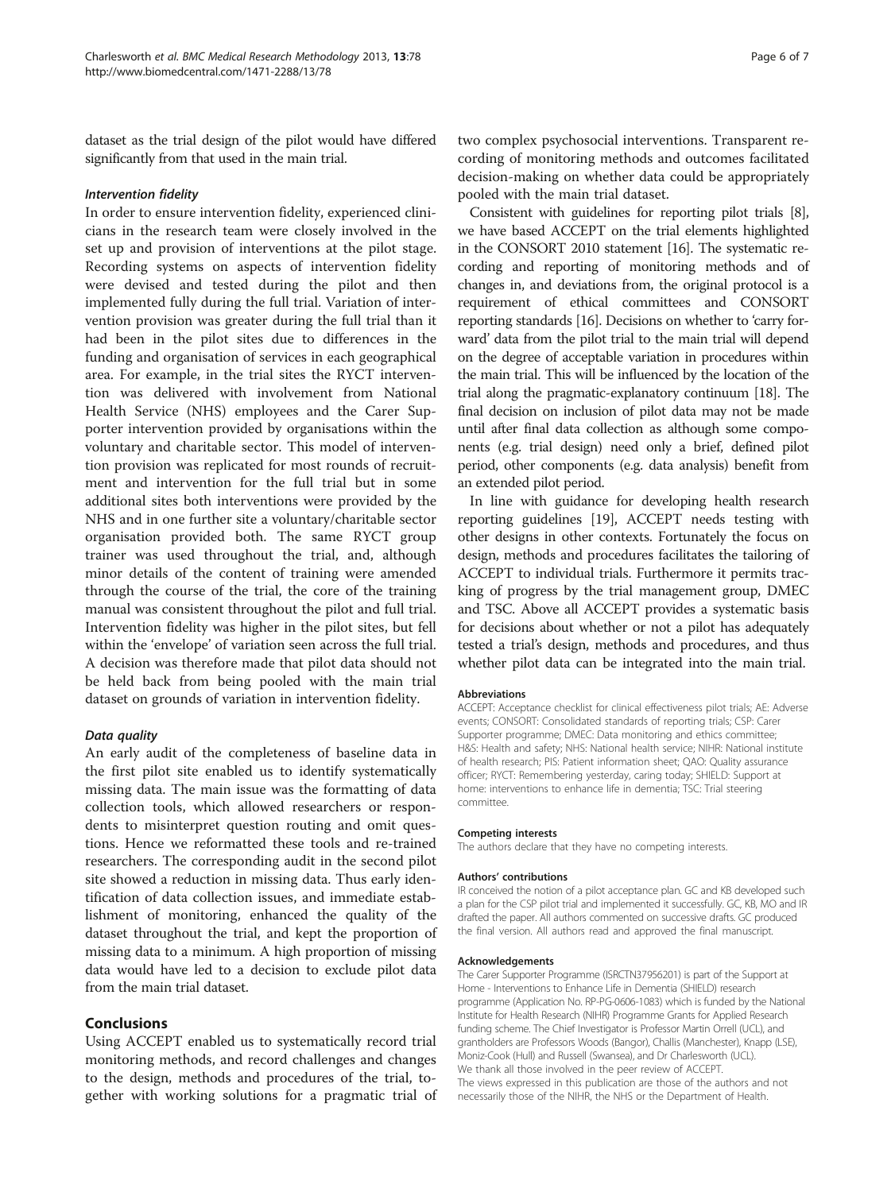dataset as the trial design of the pilot would have differed significantly from that used in the main trial.

#### *Intervention fidelity*

In order to ensure intervention fidelity, experienced clinicians in the research team were closely involved in the set up and provision of interventions at the pilot stage. Recording systems on aspects of intervention fidelity were devised and tested during the pilot and then implemented fully during the full trial. Variation of intervention provision was greater during the full trial than it had been in the pilot sites due to differences in the funding and organisation of services in each geographical area. For example, in the trial sites the RYCT intervention was delivered with involvement from National Health Service (NHS) employees and the Carer Supporter intervention provided by organisations within the voluntary and charitable sector. This model of intervention provision was replicated for most rounds of recruitment and intervention for the full trial but in some additional sites both interventions were provided by the NHS and in one further site a voluntary/charitable sector organisation provided both. The same RYCT group trainer was used throughout the trial, and, although minor details of the content of training were amended through the course of the trial, the core of the training manual was consistent throughout the pilot and full trial. Intervention fidelity was higher in the pilot sites, but fell within the 'envelope' of variation seen across the full trial. A decision was therefore made that pilot data should not be held back from being pooled with the main trial dataset on grounds of variation in intervention fidelity.

#### *Data quality*

An early audit of the completeness of baseline data in the first pilot site enabled us to identify systematically missing data. The main issue was the formatting of data collection tools, which allowed researchers or respondents to misinterpret question routing and omit questions. Hence we reformatted these tools and re-trained researchers. The corresponding audit in the second pilot site showed a reduction in missing data. Thus early identification of data collection issues, and immediate establishment of monitoring, enhanced the quality of the dataset throughout the trial, and kept the proportion of missing data to a minimum. A high proportion of missing data would have led to a decision to exclude pilot data from the main trial dataset.

## Conclusions

Using ACCEPT enabled us to systematically record trial monitoring methods, and record challenges and changes to the design, methods and procedures of the trial, together with working solutions for a pragmatic trial of two complex psychosocial interventions. Transparent recording of monitoring methods and outcomes facilitated decision-making on whether data could be appropriately pooled with the main trial dataset.

Consistent with guidelines for reporting pilot trials [8], we have based ACCEPT on the trial elements highlighted in the CONSORT 2010 statement [16]. The systematic recording and reporting of monitoring methods and of changes in, and deviations from, the original protocol is a requirement of ethical committees and CONSORT reporting standards [16]. Decisions on whether to 'carry forward' data from the pilot trial to the main trial will depend on the degree of acceptable variation in procedures within the main trial. This will be influenced by the location of the trial along the pragmatic-explanatory continuum [18]. The final decision on inclusion of pilot data may not be made until after final data collection as although some components (e.g. trial design) need only a brief, defined pilot period, other components (e.g. data analysis) benefit from an extended pilot period.

In line with guidance for developing health research reporting guidelines [19], ACCEPT needs testing with other designs in other contexts. Fortunately the focus on design, methods and procedures facilitates the tailoring of ACCEPT to individual trials. Furthermore it permits tracking of progress by the trial management group, DMEC and TSC. Above all ACCEPT provides a systematic basis for decisions about whether or not a pilot has adequately tested a trial's design, methods and procedures, and thus whether pilot data can be integrated into the main trial.

#### Abbreviations

ACCEPT: Acceptance checklist for clinical effectiveness pilot trials; AE: Adverse events; CONSORT: Consolidated standards of reporting trials; CSP: Carer Supporter programme; DMEC: Data monitoring and ethics committee; H&S: Health and safety; NHS: National health service; NIHR: National institute of health research; PIS: Patient information sheet; QAO: Quality assurance officer; RYCT: Remembering yesterday, caring today; SHIELD: Support at home: interventions to enhance life in dementia; TSC: Trial steering committee.

#### Competing interests

The authors declare that they have no competing interests.

#### Authors' contributions

IR conceived the notion of a pilot acceptance plan. GC and KB developed such a plan for the CSP pilot trial and implemented it successfully. GC, KB, MO and IR drafted the paper. All authors commented on successive drafts. GC produced the final version. All authors read and approved the final manuscript.

#### Acknowledgements

The Carer Supporter Programme (ISRCTN37956201) is part of the Support at Home - Interventions to Enhance Life in Dementia (SHIELD) research programme (Application No. RP-PG-0606-1083) which is funded by the National Institute for Health Research (NIHR) Programme Grants for Applied Research funding scheme. The Chief Investigator is Professor Martin Orrell (UCL), and grantholders are Professors Woods (Bangor), Challis (Manchester), Knapp (LSE), Moniz-Cook (Hull) and Russell (Swansea), and Dr Charlesworth (UCL).
We thank all those involved in the peer review of ACCEPT.
The views expressed in this publication are those of the authors and not necessarily those of the NIHR, the NHS or the Department of Health.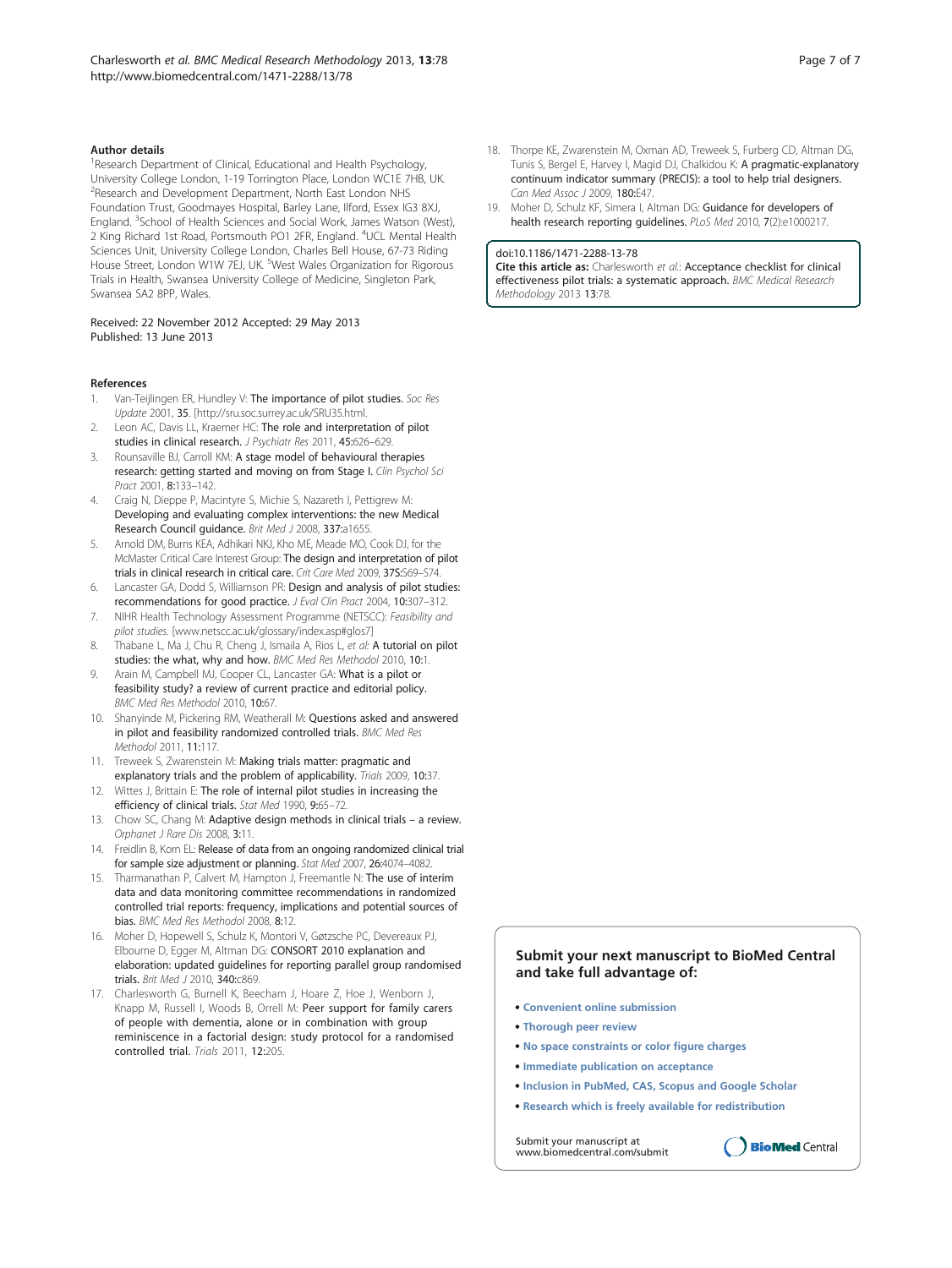### Author details

[1]Research Department of Clinical, Educational and Health Psychology, University College London, 1-19 Torrington Place, London WC1E 7HB, UK. [2]Research and Development Department, North East London NHS Foundation Trust, Goodmayes Hospital, Barley Lane, Ilford, Essex IG3 8XJ, England. [3]School of Health Sciences and Social Work, James Watson (West), 2 King Richard 1st Road, Portsmouth PO1 2FR, England. [4]UCL Mental Health Sciences Unit, University College London, Charles Bell House, 67-73 Riding House Street, London W1W 7EJ, UK. [5]West Wales Organization for Rigorous Trials in Health, Swansea University College of Medicine, Singleton Park, Swansea SA2 8PP, Wales.

Received: 22 November 2012 Accepted: 29 May 2013
Published: 13 June 2013

### References

1. Van-Teijlingen ER, Hundley V: **The importance of pilot studies.** *Soc Res Update* 2001, **35**. [http://sru.soc.surrey.ac.uk/SRU35.html.
2. Leon AC, Davis LL, Kraemer HC: **The role and interpretation of pilot studies in clinical research.** *J Psychiatr Res* 2011, **45**:626–629.
3. Rounsaville BJ, Carroll KM: **A stage model of behavioural therapies research: getting started and moving on from Stage I.** *Clin Psychol Sci Pract* 2001, **8**:133–142.
4. Craig N, Dieppe P, Macintyre S, Michie S, Nazareth I, Pettigrew M: **Developing and evaluating complex interventions: the new Medical Research Council guidance.** *Brit Med J* 2008, **337**:a1655.
5. Arnold DM, Burns KEA, Adhikari NKJ, Kho ME, Meade MO, Cook DJ, for the McMaster Critical Care Interest Group: **The design and interpretation of pilot trials in clinical research in critical care.** *Crit Care Med* 2009, **37S**:S69–S74.
6. Lancaster GA, Dodd S, Williamson PR: **Design and analysis of pilot studies: recommendations for good practice.** *J Eval Clin Pract* 2004, **10**:307–312.
7. NIHR Health Technology Assessment Programme (NETSCC): *Feasibility and pilot studies.* [www.netscc.ac.uk/glossary/index.asp#glos7]
8. Thabane L, Ma J, Chu R, Cheng J, Ismaila A, Rios L, *et al*: **A tutorial on pilot studies: the what, why and how.** *BMC Med Res Methodol* 2010, **10**:1.
9. Arain M, Campbell MJ, Cooper CL, Lancaster GA: **What is a pilot or feasibility study? a review of current practice and editorial policy.** *BMC Med Res Methodol* 2010, **10**:67.
10. Shanyinde M, Pickering RM, Weatherall M: **Questions asked and answered in pilot and feasibility randomized controlled trials.** *BMC Med Res Methodol* 2011, **11**:117.
11. Treweek S, Zwarenstein M: **Making trials matter: pragmatic and explanatory trials and the problem of applicability.** *Trials* 2009, **10**:37.
12. Wittes J, Brittain E: **The role of internal pilot studies in increasing the efficiency of clinical trials.** *Stat Med* 1990, **9**:65–72.
13. Chow SC, Chang M: **Adaptive design methods in clinical trials – a review.** *Orphanet J Rare Dis* 2008, **3**:11.
14. Freidlin B, Korn EL: **Release of data from an ongoing randomized clinical trial for sample size adjustment or planning.** *Stat Med* 2007, **26**:4074–4082.
15. Tharmanathan P, Calvert M, Hampton J, Freemantle N: **The use of interim data and data monitoring committee recommendations in randomized controlled trial reports: frequency, implications and potential sources of bias.** *BMC Med Res Methodol* 2008, **8**:12.
16. Moher D, Hopewell S, Schulz K, Montori V, Gøtzsche PC, Devereaux PJ, Elbourne D, Egger M, Altman DG: **CONSORT 2010 explanation and elaboration: updated guidelines for reporting parallel group randomised trials.** *Brit Med J* 2010, **340**:c869.
17. Charlesworth G, Burnell K, Beecham J, Hoare Z, Hoe J, Wenborn J, Knapp M, Russell I, Woods B, Orrell M: **Peer support for family carers of people with dementia, alone or in combination with group reminiscence in a factorial design: study protocol for a randomised controlled trial.** *Trials* 2011, **12**:205.
18. Thorpe KE, Zwarenstein M, Oxman AD, Treweek S, Furberg CD, Altman DG, Tunis S, Bergel E, Harvey I, Magid DJ, Chalkidou K: **A pragmatic-explanatory continuum indicator summary (PRECIS): a tool to help trial designers.** *Can Med Assoc J* 2009, **180**:E47.
19. Moher D, Schulz KF, Simera I, Altman DG: **Guidance for developers of health research reporting guidelines.** *PLoS Med* 2010, **7**(2):e1000217.

doi:10.1186/1471-2288-13-78
**Cite this article as:** Charlesworth *et al.*: Acceptance checklist for clinical effectiveness pilot trials: a systematic approach. *BMC Medical Research Methodology* 2013 **13**:78.

**Submit your next manuscript to BioMed Central and take full advantage of:**

- **Convenient online submission**
- **Thorough peer review**
- **No space constraints or color figure charges**
- **Immediate publication on acceptance**
- **Inclusion in PubMed, CAS, Scopus and Google Scholar**
- **Research which is freely available for redistribution**

Submit your manuscript at www.biomedcentral.com/submit

BioMed Central